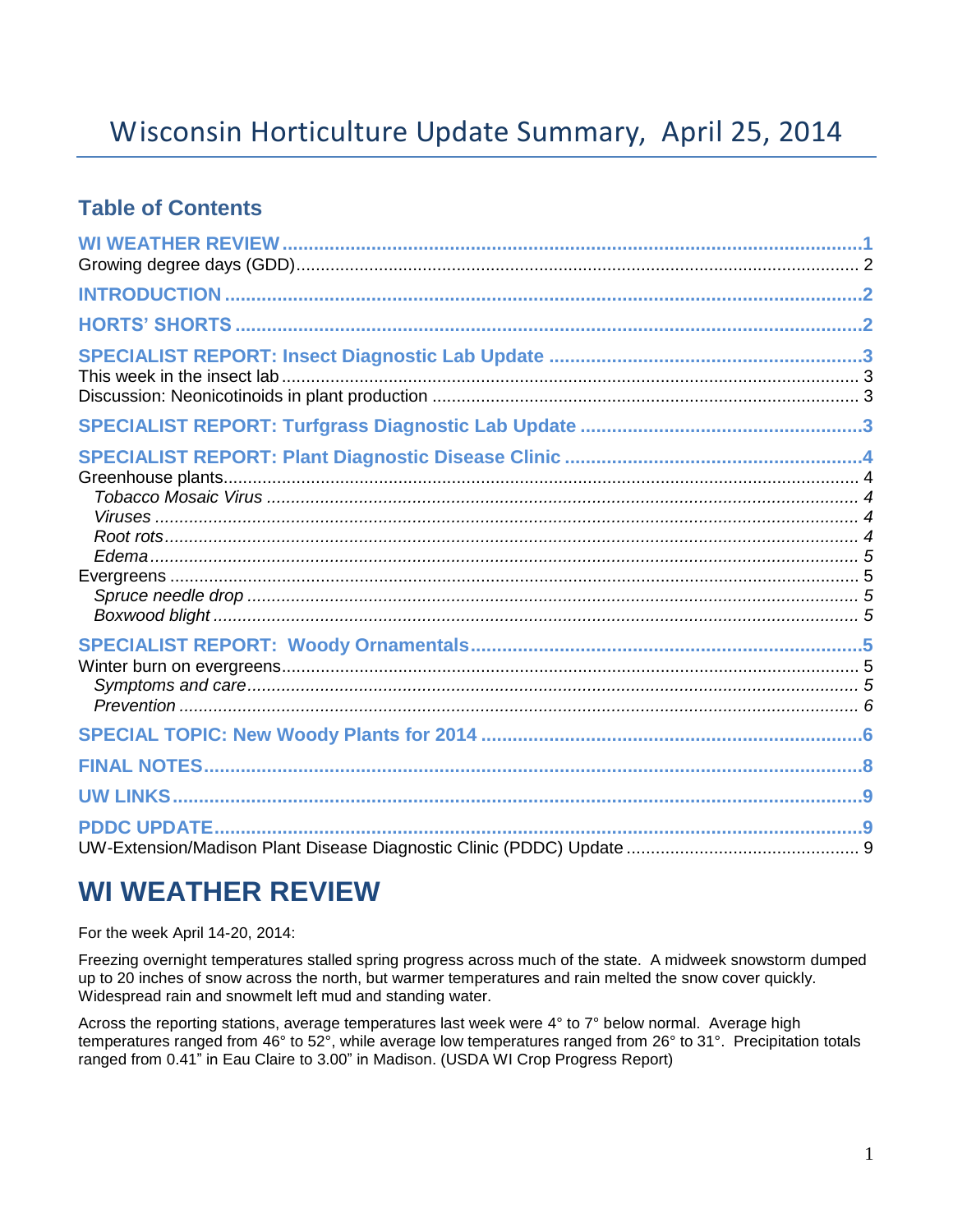# Wisconsin Horticulture Update Summary, April 25, 2014

## Table of Contents

**WI WEATHER REVIEW** ..... 1
Growing degree days (GDD) ..... 2

**INTRODUCTION** ..... 2

**HORTS' SHORTS** ..... 2

**SPECIALIST REPORT: Insect Diagnostic Lab Update** ..... 3
This week in the insect lab ..... 3
Discussion: Neonicotinoids in plant production ..... 3

**SPECIALIST REPORT: Turfgrass Diagnostic Lab Update** ..... 3

**SPECIALIST REPORT: Plant Diagnostic Disease Clinic** ..... 4
Greenhouse plants ..... 4
*Tobacco Mosaic Virus* ..... 4
*Viruses* ..... 4
*Root rots* ..... 4
*Edema* ..... 5
Evergreens ..... 5
*Spruce needle drop* ..... 5
*Boxwood blight* ..... 5

**SPECIALIST REPORT: Woody Ornamentals** ..... 5
Winter burn on evergreens ..... 5
*Symptoms and care* ..... 5
*Prevention* ..... 6

**SPECIAL TOPIC: New Woody Plants for 2014** ..... 6

**FINAL NOTES** ..... 8

**UW LINKS** ..... 9

**PDDC UPDATE** ..... 9
UW-Extension/Madison Plant Disease Diagnostic Clinic (PDDC) Update ..... 9

# WI WEATHER REVIEW

For the week April 14-20, 2014:

Freezing overnight temperatures stalled spring progress across much of the state. A midweek snowstorm dumped up to 20 inches of snow across the north, but warmer temperatures and rain melted the snow cover quickly. Widespread rain and snowmelt left mud and standing water.

Across the reporting stations, average temperatures last week were 4° to 7° below normal. Average high temperatures ranged from 46° to 52°, while average low temperatures ranged from 26° to 31°. Precipitation totals ranged from 0.41" in Eau Claire to 3.00" in Madison. (USDA WI Crop Progress Report)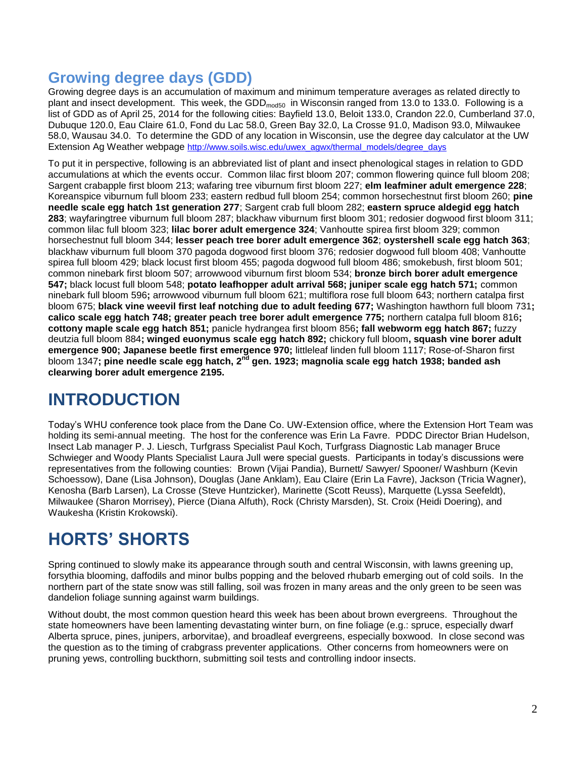## Growing degree days (GDD)

Growing degree days is an accumulation of maximum and minimum temperature averages as related directly to plant and insect development. This week, the $GDD_{mod50}$ in Wisconsin ranged from 13.0 to 133.0. Following is a list of GDD as of April 25, 2014 for the following cities: Bayfield 13.0, Beloit 133.0, Crandon 22.0, Cumberland 37.0, Dubuque 120.0, Eau Claire 61.0, Fond du Lac 58.0, Green Bay 32.0, La Crosse 91.0, Madison 93.0, Milwaukee 58.0, Wausau 34.0. To determine the GDD of any location in Wisconsin, use the degree day calculator at the UW Extension Ag Weather webpage http://www.soils.wisc.edu/uwex_agwx/thermal_models/degree_days

To put it in perspective, following is an abbreviated list of plant and insect phenological stages in relation to GDD accumulations at which the events occur. Common lilac first bloom 207; common flowering quince full bloom 208; Sargent crabapple first bloom 213; wafaring tree viburnum first bloom 227; **elm leafminer adult emergence 228**; Koreanspice viburnum full bloom 233; eastern redbud full bloom 254; common horsechestnut first bloom 260; **pine needle scale egg hatch 1st generation 277**; Sargent crab full bloom 282; **eastern spruce aldegid egg hatch 283**; wayfaringtree viburnum full bloom 287; blackhaw viburnum first bloom 301; redosier dogwood first bloom 311; common lilac full bloom 323; **lilac borer adult emergence 324**; Vanhoutte spirea first bloom 329; common horsechestnut full bloom 344; **lesser peach tree borer adult emergence 362**; **oystershell scale egg hatch 363**; blackhaw viburnum full bloom 370 pagoda dogwood first bloom 376; redosier dogwood full bloom 408; Vanhoutte spirea full bloom 429; black locust first bloom 455; pagoda dogwood full bloom 486; smokebush, first bloom 501; common ninebark first bloom 507; arrowwood viburnum first bloom 534; **bronze birch borer adult emergence 547;** black locust full bloom 548; **potato leafhopper adult arrival 568; juniper scale egg hatch 571;** common ninebark full bloom 596**;** arrowwood viburnum full bloom 621; multiflora rose full bloom 643; northern catalpa first bloom 675; **black vine weevil first leaf notching due to adult feeding 677;** Washington hawthorn full bloom 731**; calico scale egg hatch 748; greater peach tree borer adult emergence 775;** northern catalpa full bloom 816**; cottony maple scale egg hatch 851;** panicle hydrangea first bloom 856**; fall webworm egg hatch 867;** fuzzy deutzia full bloom 884**; winged euonymus scale egg hatch 892;** chickory full bloom**, squash vine borer adult emergence 900; Japanese beetle first emergence 970;** littleleaf linden full bloom 1117; Rose-of-Sharon first bloom 1347**; pine needle scale egg hatch, 2nd gen. 1923; magnolia scale egg hatch 1938; banded ash clearwing borer adult emergence 2195.**

# INTRODUCTION

Today's WHU conference took place from the Dane Co. UW-Extension office, where the Extension Hort Team was holding its semi-annual meeting. The host for the conference was Erin La Favre. PDDC Director Brian Hudelson, Insect Lab manager P. J. Liesch, Turfgrass Specialist Paul Koch, Turfgrass Diagnostic Lab manager Bruce Schwieger and Woody Plants Specialist Laura Jull were special guests. Participants in today's discussions were representatives from the following counties: Brown (Vijai Pandia), Burnett/ Sawyer/ Spooner/ Washburn (Kevin Schoessow), Dane (Lisa Johnson), Douglas (Jane Anklam), Eau Claire (Erin La Favre), Jackson (Tricia Wagner), Kenosha (Barb Larsen), La Crosse (Steve Huntzicker), Marinette (Scott Reuss), Marquette (Lyssa Seefeldt), Milwaukee (Sharon Morrisey), Pierce (Diana Alfuth), Rock (Christy Marsden), St. Croix (Heidi Doering), and Waukesha (Kristin Krokowski).

# HORTS' SHORTS

Spring continued to slowly make its appearance through south and central Wisconsin, with lawns greening up, forsythia blooming, daffodils and minor bulbs popping and the beloved rhubarb emerging out of cold soils. In the northern part of the state snow was still falling, soil was frozen in many areas and the only green to be seen was dandelion foliage sunning against warm buildings.

Without doubt, the most common question heard this week has been about brown evergreens. Throughout the state homeowners have been lamenting devastating winter burn, on fine foliage (e.g.: spruce, especially dwarf Alberta spruce, pines, junipers, arborvitae), and broadleaf evergreens, especially boxwood. In close second was the question as to the timing of crabgrass preventer applications. Other concerns from homeowners were on pruning yews, controlling buckthorn, submitting soil tests and controlling indoor insects.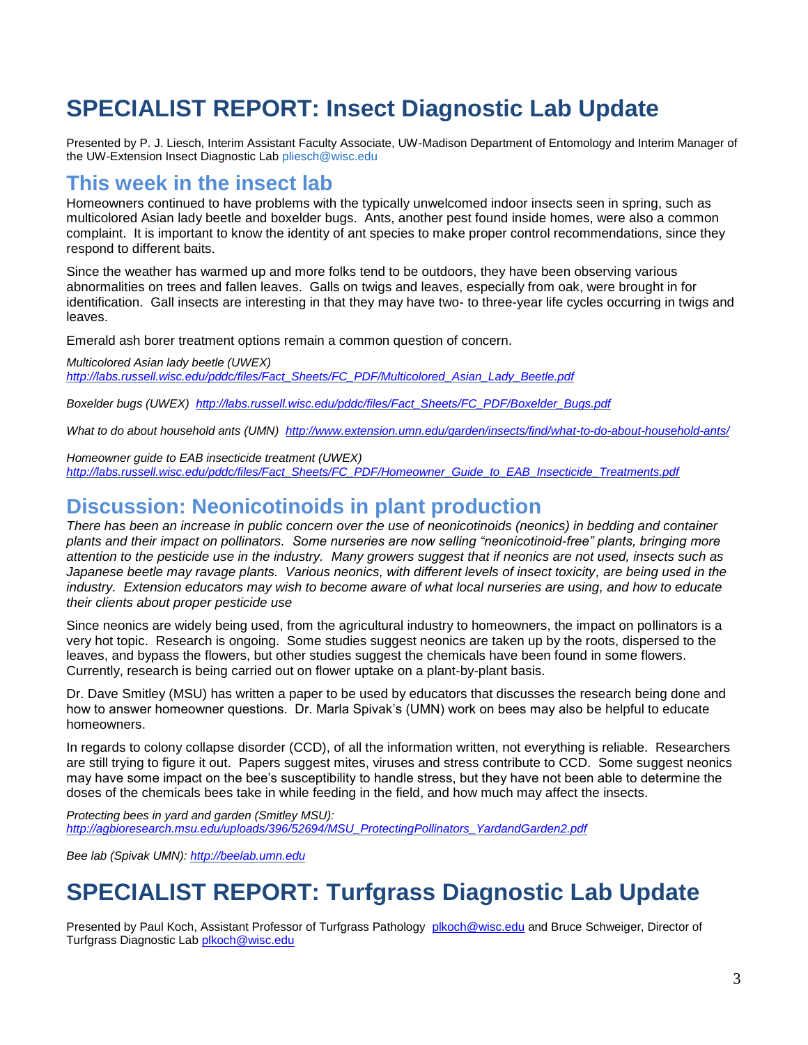# SPECIALIST REPORT: Insect Diagnostic Lab Update

Presented by P. J. Liesch, Interim Assistant Faculty Associate, UW-Madison Department of Entomology and Interim Manager of the UW-Extension Insect Diagnostic Lab pliesch@wisc.edu

## This week in the insect lab

Homeowners continued to have problems with the typically unwelcomed indoor insects seen in spring, such as multicolored Asian lady beetle and boxelder bugs. Ants, another pest found inside homes, were also a common complaint. It is important to know the identity of ant species to make proper control recommendations, since they respond to different baits.

Since the weather has warmed up and more folks tend to be outdoors, they have been observing various abnormalities on trees and fallen leaves. Galls on twigs and leaves, especially from oak, were brought in for identification. Gall insects are interesting in that they may have two- to three-year life cycles occurring in twigs and leaves.

Emerald ash borer treatment options remain a common question of concern.

*Multicolored Asian lady beetle (UWEX)*
*http://labs.russell.wisc.edu/pddc/files/Fact_Sheets/FC_PDF/Multicolored_Asian_Lady_Beetle.pdf*

*Boxelder bugs (UWEX) http://labs.russell.wisc.edu/pddc/files/Fact_Sheets/FC_PDF/Boxelder_Bugs.pdf*

*What to do about household ants (UMN) http://www.extension.umn.edu/garden/insects/find/what-to-do-about-household-ants/*

*Homeowner guide to EAB insecticide treatment (UWEX)*
*http://labs.russell.wisc.edu/pddc/files/Fact_Sheets/FC_PDF/Homeowner_Guide_to_EAB_Insecticide_Treatments.pdf*

## Discussion: Neonicotinoids in plant production

*There has been an increase in public concern over the use of neonicotinoids (neonics) in bedding and container plants and their impact on pollinators. Some nurseries are now selling "neonicotinoid-free" plants, bringing more attention to the pesticide use in the industry. Many growers suggest that if neonics are not used, insects such as Japanese beetle may ravage plants. Various neonics, with different levels of insect toxicity, are being used in the industry. Extension educators may wish to become aware of what local nurseries are using, and how to educate their clients about proper pesticide use*

Since neonics are widely being used, from the agricultural industry to homeowners, the impact on pollinators is a very hot topic. Research is ongoing. Some studies suggest neonics are taken up by the roots, dispersed to the leaves, and bypass the flowers, but other studies suggest the chemicals have been found in some flowers. Currently, research is being carried out on flower uptake on a plant-by-plant basis.

Dr. Dave Smitley (MSU) has written a paper to be used by educators that discusses the research being done and how to answer homeowner questions. Dr. Marla Spivak's (UMN) work on bees may also be helpful to educate homeowners.

In regards to colony collapse disorder (CCD), of all the information written, not everything is reliable. Researchers are still trying to figure it out. Papers suggest mites, viruses and stress contribute to CCD. Some suggest neonics may have some impact on the bee's susceptibility to handle stress, but they have not been able to determine the doses of the chemicals bees take in while feeding in the field, and how much may affect the insects.

*Protecting bees in yard and garden (Smitley MSU):*
*http://agbioresearch.msu.edu/uploads/396/52694/MSU_ProtectingPollinators_YardandGarden2.pdf*

*Bee lab (Spivak UMN): http://beelab.umn.edu*

# SPECIALIST REPORT: Turfgrass Diagnostic Lab Update

Presented by Paul Koch, Assistant Professor of Turfgrass Pathology plkoch@wisc.edu and Bruce Schweiger, Director of Turfgrass Diagnostic Lab plkoch@wisc.edu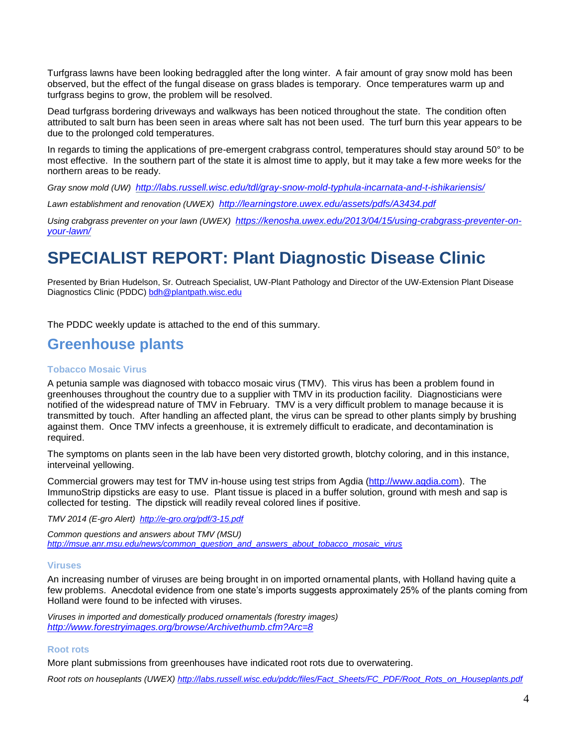Turfgrass lawns have been looking bedraggled after the long winter. A fair amount of gray snow mold has been observed, but the effect of the fungal disease on grass blades is temporary. Once temperatures warm up and turfgrass begins to grow, the problem will be resolved.

Dead turfgrass bordering driveways and walkways has been noticed throughout the state. The condition often attributed to salt burn has been seen in areas where salt has not been used. The turf burn this year appears to be due to the prolonged cold temperatures.

In regards to timing the applications of pre-emergent crabgrass control, temperatures should stay around 50° to be most effective. In the southern part of the state it is almost time to apply, but it may take a few more weeks for the northern areas to be ready.

*Gray snow mold (UW) [http://labs.russell.wisc.edu/tdl/gray-snow-mold-typhula-incarnata-and-t-ishikariensis/](http://labs.russell.wisc.edu/tdl/gray-snow-mold-typhula-incarnata-and-t-ishikariensis/)*

*Lawn establishment and renovation (UWEX) [http://learningstore.uwex.edu/assets/pdfs/A3434.pdf](http://learningstore.uwex.edu/assets/pdfs/A3434.pdf)*

*Using crabgrass preventer on your lawn (UWEX) [https://kenosha.uwex.edu/2013/04/15/using-crabgrass-preventer-on-your-lawn/](https://kenosha.uwex.edu/2013/04/15/using-crabgrass-preventer-on-your-lawn/)*

# SPECIALIST REPORT: Plant Diagnostic Disease Clinic

Presented by Brian Hudelson, Sr. Outreach Specialist, UW-Plant Pathology and Director of the UW-Extension Plant Disease Diagnostics Clinic (PDDC) [bdh@plantpath.wisc.edu](mailto:bdh@plantpath.wisc.edu)

The PDDC weekly update is attached to the end of this summary.

## Greenhouse plants

### Tobacco Mosaic Virus

A petunia sample was diagnosed with tobacco mosaic virus (TMV). This virus has been a problem found in greenhouses throughout the country due to a supplier with TMV in its production facility. Diagnosticians were notified of the widespread nature of TMV in February. TMV is a very difficult problem to manage because it is transmitted by touch. After handling an affected plant, the virus can be spread to other plants simply by brushing against them. Once TMV infects a greenhouse, it is extremely difficult to eradicate, and decontamination is required.

The symptoms on plants seen in the lab have been very distorted growth, blotchy coloring, and in this instance, interveinal yellowing.

Commercial growers may test for TMV in-house using test strips from Agdia ([http://www.agdia.com](http://www.agdia.com)). The ImmunoStrip dipsticks are easy to use. Plant tissue is placed in a buffer solution, ground with mesh and sap is collected for testing. The dipstick will readily reveal colored lines if positive.

*TMV 2014 (E-gro Alert) [http://e-gro.org/pdf/3-15.pdf](http://e-gro.org/pdf/3-15.pdf)*

*Common questions and answers about TMV (MSU) [http://msue.anr.msu.edu/news/common_question_and_answers_about_tobacco_mosaic_virus](http://msue.anr.msu.edu/news/common_question_and_answers_about_tobacco_mosaic_virus)*

### Viruses

An increasing number of viruses are being brought in on imported ornamental plants, with Holland having quite a few problems. Anecdotal evidence from one state's imports suggests approximately 25% of the plants coming from Holland were found to be infected with viruses.

*Viruses in imported and domestically produced ornamentals (forestry images) [http://www.forestryimages.org/browse/Archivethumb.cfm?Arc=8](http://www.forestryimages.org/browse/Archivethumb.cfm?Arc=8)*

### Root rots

More plant submissions from greenhouses have indicated root rots due to overwatering.

*Root rots on houseplants (UWEX) [http://labs.russell.wisc.edu/pddc/files/Fact_Sheets/FC_PDF/Root_Rots_on_Houseplants.pdf](http://labs.russell.wisc.edu/pddc/files/Fact_Sheets/FC_PDF/Root_Rots_on_Houseplants.pdf)*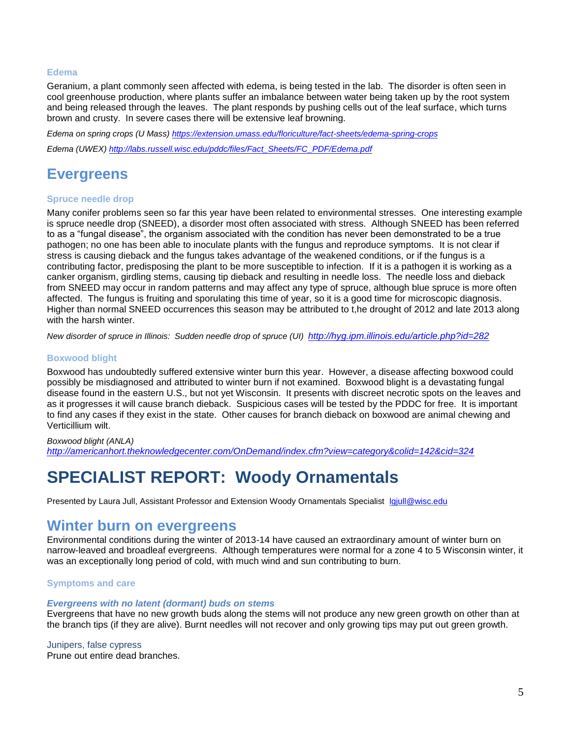### Edema

Geranium, a plant commonly seen affected with edema, is being tested in the lab. The disorder is often seen in cool greenhouse production, where plants suffer an imbalance between water being taken up by the root system and being released through the leaves. The plant responds by pushing cells out of the leaf surface, which turns brown and crusty. In severe cases there will be extensive leaf browning.

*Edema on spring crops (U Mass)* [https://extension.umass.edu/floriculture/fact-sheets/edema-spring-crops](https://extension.umass.edu/floriculture/fact-sheets/edema-spring-crops)

*Edema (UWEX)* [http://labs.russell.wisc.edu/pddc/files/Fact_Sheets/FC_PDF/Edema.pdf](http://labs.russell.wisc.edu/pddc/files/Fact_Sheets/FC_PDF/Edema.pdf)

## Evergreens

### Spruce needle drop

Many conifer problems seen so far this year have been related to environmental stresses. One interesting example is spruce needle drop (SNEED), a disorder most often associated with stress. Although SNEED has been referred to as a "fungal disease", the organism associated with the condition has never been demonstrated to be a true pathogen; no one has been able to inoculate plants with the fungus and reproduce symptoms. It is not clear if stress is causing dieback and the fungus takes advantage of the weakened conditions, or if the fungus is a contributing factor, predisposing the plant to be more susceptible to infection. If it is a pathogen it is working as a canker organism, girdling stems, causing tip dieback and resulting in needle loss. The needle loss and dieback from SNEED may occur in random patterns and may affect any type of spruce, although blue spruce is more often affected. The fungus is fruiting and sporulating this time of year, so it is a good time for microscopic diagnosis. Higher than normal SNEED occurrences this season may be attributed to t,he drought of 2012 and late 2013 along with the harsh winter.

*New disorder of spruce in Illinois: Sudden needle drop of spruce (UI)* [http://hyg.ipm.illinois.edu/article.php?id=282](http://hyg.ipm.illinois.edu/article.php?id=282)

### Boxwood blight

Boxwood has undoubtedly suffered extensive winter burn this year. However, a disease affecting boxwood could possibly be misdiagnosed and attributed to winter burn if not examined. Boxwood blight is a devastating fungal disease found in the eastern U.S., but not yet Wisconsin. It presents with discreet necrotic spots on the leaves and as it progresses it will cause branch dieback. Suspicious cases will be tested by the PDDC for free. It is important to find any cases if they exist in the state. Other causes for branch dieback on boxwood are animal chewing and Verticillium wilt.

*Boxwood blight (ANLA)*
[http://americanhort.theknowledgecenter.com/OnDemand/index.cfm?view=category&colid=142&cid=324](http://americanhort.theknowledgecenter.com/OnDemand/index.cfm?view=category&colid=142&cid=324)

# SPECIALIST REPORT: Woody Ornamentals

Presented by Laura Jull, Assistant Professor and Extension Woody Ornamentals Specialist [lgjull@wisc.edu](mailto:lgjull@wisc.edu)

## Winter burn on evergreens

Environmental conditions during the winter of 2013-14 have caused an extraordinary amount of winter burn on narrow-leaved and broadleaf evergreens. Although temperatures were normal for a zone 4 to 5 Wisconsin winter, it was an exceptionally long period of cold, with much wind and sun contributing to burn.

### Symptoms and care

#### *Evergreens with no latent (dormant) buds on stems*

Evergreens that have no new growth buds along the stems will not produce any new green growth on other than at the branch tips (if they are alive). Burnt needles will not recover and only growing tips may put out green growth.

Junipers, false cypress
Prune out entire dead branches.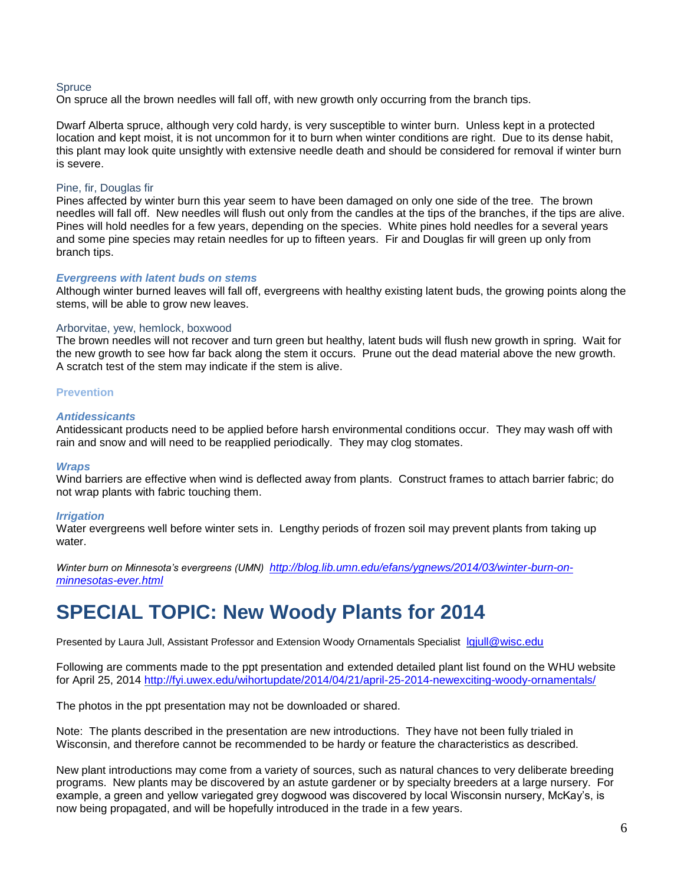### Spruce

On spruce all the brown needles will fall off, with new growth only occurring from the branch tips.

Dwarf Alberta spruce, although very cold hardy, is very susceptible to winter burn. Unless kept in a protected location and kept moist, it is not uncommon for it to burn when winter conditions are right. Due to its dense habit, this plant may look quite unsightly with extensive needle death and should be considered for removal if winter burn is severe.

### Pine, fir, Douglas fir

Pines affected by winter burn this year seem to have been damaged on only one side of the tree. The brown needles will fall off. New needles will flush out only from the candles at the tips of the branches, if the tips are alive. Pines will hold needles for a few years, depending on the species. White pines hold needles for a several years and some pine species may retain needles for up to fifteen years. Fir and Douglas fir will green up only from branch tips.

### *Evergreens with latent buds on stems*

Although winter burned leaves will fall off, evergreens with healthy existing latent buds, the growing points along the stems, will be able to grow new leaves.

### Arborvitae, yew, hemlock, boxwood

The brown needles will not recover and turn green but healthy, latent buds will flush new growth in spring. Wait for the new growth to see how far back along the stem it occurs. Prune out the dead material above the new growth. A scratch test of the stem may indicate if the stem is alive.

### Prevention

### *Antidessicants*

Antidessicant products need to be applied before harsh environmental conditions occur. They may wash off with rain and snow and will need to be reapplied periodically. They may clog stomates.

### *Wraps*

Wind barriers are effective when wind is deflected away from plants. Construct frames to attach barrier fabric; do not wrap plants with fabric touching them.

### *Irrigation*

Water evergreens well before winter sets in. Lengthy periods of frozen soil may prevent plants from taking up water.

*Winter burn on Minnesota's evergreens (UMN)* *http://blog.lib.umn.edu/efans/ygnews/2014/03/winter-burn-on-minnesotas-ever.html*

# SPECIAL TOPIC: New Woody Plants for 2014

Presented by Laura Jull, Assistant Professor and Extension Woody Ornamentals Specialist lgjull@wisc.edu

Following are comments made to the ppt presentation and extended detailed plant list found on the WHU website for April 25, 2014 http://fyi.uwex.edu/wihortupdate/2014/04/21/april-25-2014-newexciting-woody-ornamentals/

The photos in the ppt presentation may not be downloaded or shared.

Note: The plants described in the presentation are new introductions. They have not been fully trialed in Wisconsin, and therefore cannot be recommended to be hardy or feature the characteristics as described.

New plant introductions may come from a variety of sources, such as natural chances to very deliberate breeding programs. New plants may be discovered by an astute gardener or by specialty breeders at a large nursery. For example, a green and yellow variegated grey dogwood was discovered by local Wisconsin nursery, McKay's, is now being propagated, and will be hopefully introduced in the trade in a few years.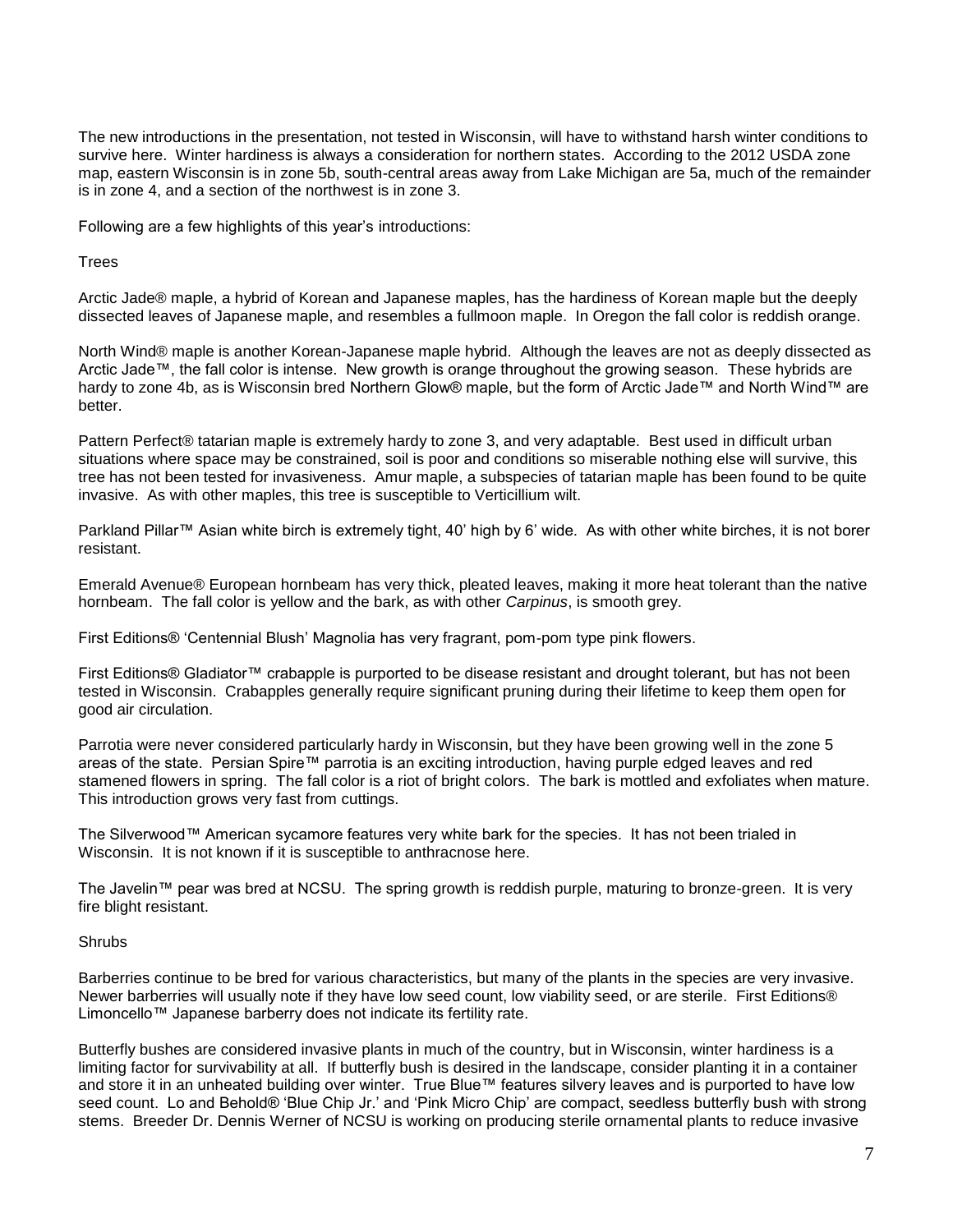The new introductions in the presentation, not tested in Wisconsin, will have to withstand harsh winter conditions to survive here. Winter hardiness is always a consideration for northern states. According to the 2012 USDA zone map, eastern Wisconsin is in zone 5b, south-central areas away from Lake Michigan are 5a, much of the remainder is in zone 4, and a section of the northwest is in zone 3.

Following are a few highlights of this year's introductions:

## Trees

Arctic Jade® maple, a hybrid of Korean and Japanese maples, has the hardiness of Korean maple but the deeply dissected leaves of Japanese maple, and resembles a fullmoon maple. In Oregon the fall color is reddish orange.

North Wind® maple is another Korean-Japanese maple hybrid. Although the leaves are not as deeply dissected as Arctic Jade™, the fall color is intense. New growth is orange throughout the growing season. These hybrids are hardy to zone 4b, as is Wisconsin bred Northern Glow® maple, but the form of Arctic Jade™ and North Wind™ are better.

Pattern Perfect® tatarian maple is extremely hardy to zone 3, and very adaptable. Best used in difficult urban situations where space may be constrained, soil is poor and conditions so miserable nothing else will survive, this tree has not been tested for invasiveness. Amur maple, a subspecies of tatarian maple has been found to be quite invasive. As with other maples, this tree is susceptible to Verticillium wilt.

Parkland Pillar™ Asian white birch is extremely tight, 40' high by 6' wide. As with other white birches, it is not borer resistant.

Emerald Avenue® European hornbeam has very thick, pleated leaves, making it more heat tolerant than the native hornbeam. The fall color is yellow and the bark, as with other *Carpinus*, is smooth grey.

First Editions® 'Centennial Blush' Magnolia has very fragrant, pom-pom type pink flowers.

First Editions® Gladiator™ crabapple is purported to be disease resistant and drought tolerant, but has not been tested in Wisconsin. Crabapples generally require significant pruning during their lifetime to keep them open for good air circulation.

Parrotia were never considered particularly hardy in Wisconsin, but they have been growing well in the zone 5 areas of the state. Persian Spire™ parrotia is an exciting introduction, having purple edged leaves and red stamened flowers in spring. The fall color is a riot of bright colors. The bark is mottled and exfoliates when mature. This introduction grows very fast from cuttings.

The Silverwood™ American sycamore features very white bark for the species. It has not been trialed in Wisconsin. It is not known if it is susceptible to anthracnose here.

The Javelin™ pear was bred at NCSU. The spring growth is reddish purple, maturing to bronze-green. It is very fire blight resistant.

## Shrubs

Barberries continue to be bred for various characteristics, but many of the plants in the species are very invasive. Newer barberries will usually note if they have low seed count, low viability seed, or are sterile. First Editions® Limoncello™ Japanese barberry does not indicate its fertility rate.

Butterfly bushes are considered invasive plants in much of the country, but in Wisconsin, winter hardiness is a limiting factor for survivability at all. If butterfly bush is desired in the landscape, consider planting it in a container and store it in an unheated building over winter. True Blue™ features silvery leaves and is purported to have low seed count. Lo and Behold® 'Blue Chip Jr.' and 'Pink Micro Chip' are compact, seedless butterfly bush with strong stems. Breeder Dr. Dennis Werner of NCSU is working on producing sterile ornamental plants to reduce invasive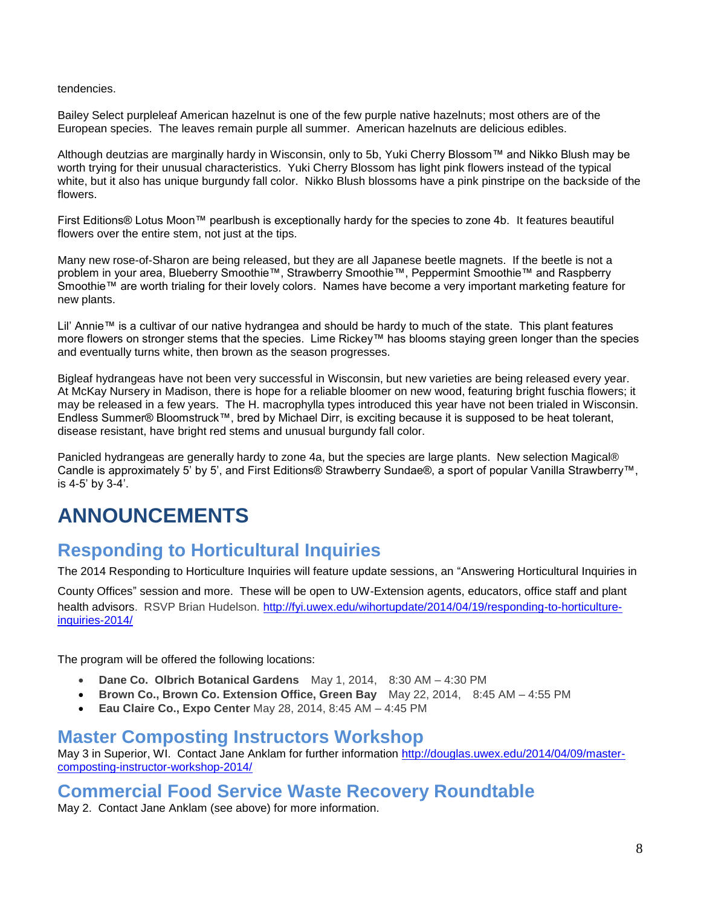tendencies.

Bailey Select purpleleaf American hazelnut is one of the few purple native hazelnuts; most others are of the European species. The leaves remain purple all summer. American hazelnuts are delicious edibles.

Although deutzias are marginally hardy in Wisconsin, only to 5b, Yuki Cherry Blossom™ and Nikko Blush may be worth trying for their unusual characteristics. Yuki Cherry Blossom has light pink flowers instead of the typical white, but it also has unique burgundy fall color. Nikko Blush blossoms have a pink pinstripe on the backside of the flowers.

First Editions® Lotus Moon™ pearlbush is exceptionally hardy for the species to zone 4b. It features beautiful flowers over the entire stem, not just at the tips.

Many new rose-of-Sharon are being released, but they are all Japanese beetle magnets. If the beetle is not a problem in your area, Blueberry Smoothie™, Strawberry Smoothie™, Peppermint Smoothie™ and Raspberry Smoothie™ are worth trialing for their lovely colors. Names have become a very important marketing feature for new plants.

Lil' Annie™ is a cultivar of our native hydrangea and should be hardy to much of the state. This plant features more flowers on stronger stems that the species. Lime Rickey™ has blooms staying green longer than the species and eventually turns white, then brown as the season progresses.

Bigleaf hydrangeas have not been very successful in Wisconsin, but new varieties are being released every year. At McKay Nursery in Madison, there is hope for a reliable bloomer on new wood, featuring bright fuschia flowers; it may be released in a few years. The H. macrophylla types introduced this year have not been trialed in Wisconsin. Endless Summer® Bloomstruck™, bred by Michael Dirr, is exciting because it is supposed to be heat tolerant, disease resistant, have bright red stems and unusual burgundy fall color.

Panicled hydrangeas are generally hardy to zone 4a, but the species are large plants. New selection Magical® Candle is approximately 5' by 5', and First Editions® Strawberry Sundae®, a sport of popular Vanilla Strawberry™, is 4-5' by 3-4'.

# ANNOUNCEMENTS

## Responding to Horticultural Inquiries

The 2014 Responding to Horticulture Inquiries will feature update sessions, an "Answering Horticultural Inquiries in County Offices" session and more. These will be open to UW-Extension agents, educators, office staff and plant health advisors. RSVP Brian Hudelson. http://fyi.uwex.edu/wihortupdate/2014/04/19/responding-to-horticulture-inquiries-2014/

The program will be offered the following locations:

- **Dane Co. Olbrich Botanical Gardens** May 1, 2014, 8:30 AM – 4:30 PM
- **Brown Co., Brown Co. Extension Office, Green Bay** May 22, 2014, 8:45 AM – 4:55 PM
- **Eau Claire Co., Expo Center** May 28, 2014, 8:45 AM – 4:45 PM

## Master Composting Instructors Workshop

May 3 in Superior, WI. Contact Jane Anklam for further information http://douglas.uwex.edu/2014/04/09/master-composting-instructor-workshop-2014/

## Commercial Food Service Waste Recovery Roundtable

May 2. Contact Jane Anklam (see above) for more information.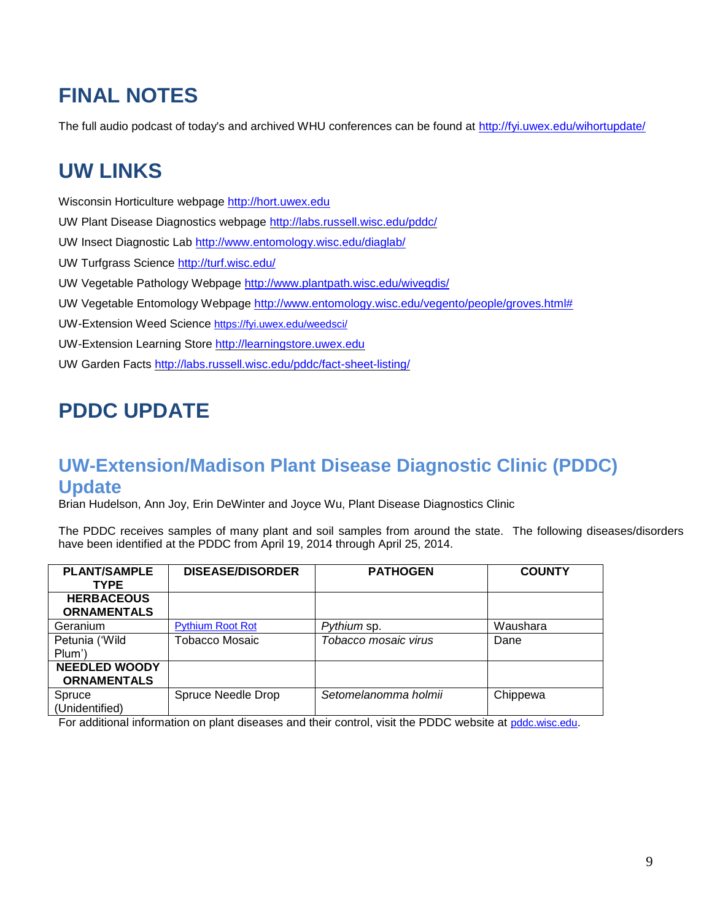# FINAL NOTES

The full audio podcast of today's and archived WHU conferences can be found at http://fyi.uwex.edu/wihortupdate/

# UW LINKS

Wisconsin Horticulture webpage http://hort.uwex.edu

UW Plant Disease Diagnostics webpage http://labs.russell.wisc.edu/pddc/

UW Insect Diagnostic Lab http://www.entomology.wisc.edu/diaglab/

UW Turfgrass Science http://turf.wisc.edu/

UW Vegetable Pathology Webpage http://www.plantpath.wisc.edu/wivegdis/

UW Vegetable Entomology Webpage http://www.entomology.wisc.edu/vegento/people/groves.html#

UW-Extension Weed Science https://fyi.uwex.edu/weedsci/

UW-Extension Learning Store http://learningstore.uwex.edu

UW Garden Facts http://labs.russell.wisc.edu/pddc/fact-sheet-listing/

# PDDC UPDATE

## UW-Extension/Madison Plant Disease Diagnostic Clinic (PDDC) Update

Brian Hudelson, Ann Joy, Erin DeWinter and Joyce Wu, Plant Disease Diagnostics Clinic

The PDDC receives samples of many plant and soil samples from around the state. The following diseases/disorders have been identified at the PDDC from April 19, 2014 through April 25, 2014.

| PLANT/SAMPLE TYPE | DISEASE/DISORDER | PATHOGEN | COUNTY |
|---|---|---|---|
| **HERBACEOUS ORNAMENTALS** | | | |
| Geranium | Pythium Root Rot | *Pythium* sp. | Waushara |
| Petunia ('Wild Plum') | Tobacco Mosaic | *Tobacco mosaic virus* | Dane |
| **NEEDLED WOODY ORNAMENTALS** | | | |
| Spruce (Unidentified) | Spruce Needle Drop | *Setomelanomma holmii* | Chippewa |

For additional information on plant diseases and their control, visit the PDDC website at pddc.wisc.edu.